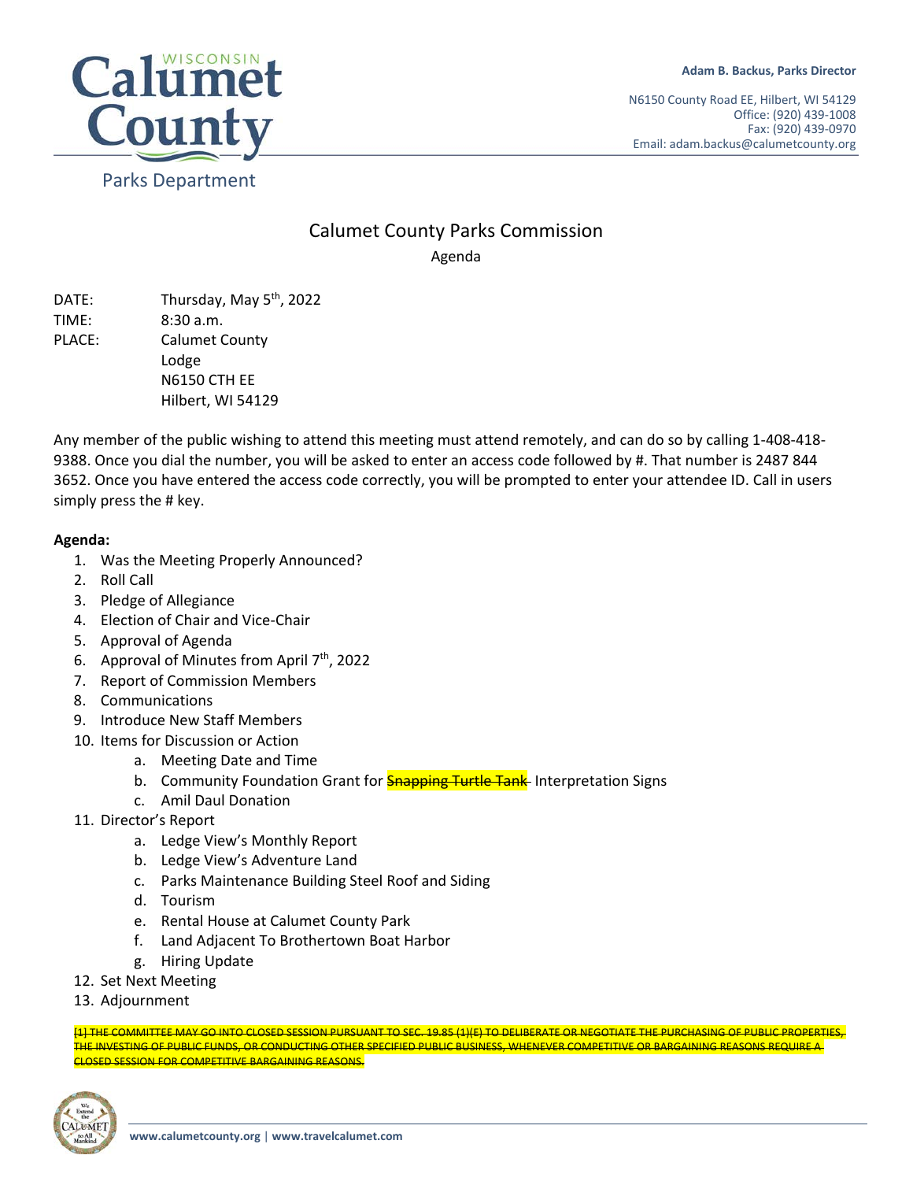Calumet County
Parks Department

**Adam B. Backus, Parks Director**

N6150 County Road EE, Hilbert, WI 54129
Office: (920) 439-1008
Fax: (920) 439-0970
Email: adam.backus@calumetcounty.org

# Calumet County Parks Commission

## Agenda

DATE: Thursday, May 5th, 2022
TIME: 8:30 a.m.
PLACE: Calumet County
Lodge
N6150 CTH EE
Hilbert, WI 54129

Any member of the public wishing to attend this meeting must attend remotely, and can do so by calling 1-408-418-9388. Once you dial the number, you will be asked to enter an access code followed by #. That number is 2487 844 3652. Once you have entered the access code correctly, you will be prompted to enter your attendee ID. Call in users simply press the # key.

**Agenda:**

1. Was the Meeting Properly Announced?
2. Roll Call
3. Pledge of Allegiance
4. Election of Chair and Vice-Chair
5. Approval of Agenda
6. Approval of Minutes from April 7th, 2022
7. Report of Commission Members
8. Communications
9. Introduce New Staff Members
10. Items for Discussion or Action
    a. Meeting Date and Time
    b. Community Foundation Grant for ~~Snapping Turtle Tank~~ Interpretation Signs
    c. Amil Daul Donation
11. Director's Report
    a. Ledge View's Monthly Report
    b. Ledge View's Adventure Land
    c. Parks Maintenance Building Steel Roof and Siding
    d. Tourism
    e. Rental House at Calumet County Park
    f. Land Adjacent To Brothertown Boat Harbor
    g. Hiring Update
12. Set Next Meeting
13. Adjournment

~~[1] THE COMMITTEE MAY GO INTO CLOSED SESSION PURSUANT TO SEC. 19.85 (1)(E) TO DELIBERATE OR NEGOTIATE THE PURCHASING OF PUBLIC PROPERTIES, THE INVESTING OF PUBLIC FUNDS, OR CONDUCTING OTHER SPECIFIED PUBLIC BUSINESS, WHENEVER COMPETITIVE OR BARGAINING REASONS REQUIRE A CLOSED SESSION FOR COMPETITIVE BARGAINING REASONS.~~

www.calumetcounty.org | www.travelcalumet.com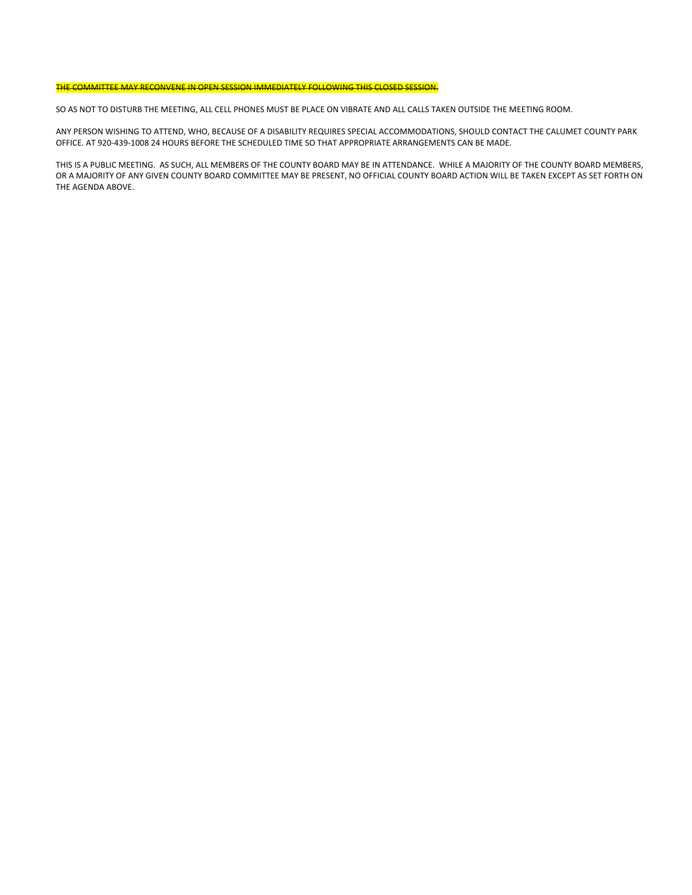~~THE COMMITTEE MAY RECONVENE IN OPEN SESSION IMMEDIATELY FOLLOWING THIS CLOSED SESSION.~~

SO AS NOT TO DISTURB THE MEETING, ALL CELL PHONES MUST BE PLACE ON VIBRATE AND ALL CALLS TAKEN OUTSIDE THE MEETING ROOM.

ANY PERSON WISHING TO ATTEND, WHO, BECAUSE OF A DISABILITY REQUIRES SPECIAL ACCOMMODATIONS, SHOULD CONTACT THE CALUMET COUNTY PARK OFFICE. AT 920-439-1008 24 HOURS BEFORE THE SCHEDULED TIME SO THAT APPROPRIATE ARRANGEMENTS CAN BE MADE.

THIS IS A PUBLIC MEETING. AS SUCH, ALL MEMBERS OF THE COUNTY BOARD MAY BE IN ATTENDANCE. WHILE A MAJORITY OF THE COUNTY BOARD MEMBERS, OR A MAJORITY OF ANY GIVEN COUNTY BOARD COMMITTEE MAY BE PRESENT, NO OFFICIAL COUNTY BOARD ACTION WILL BE TAKEN EXCEPT AS SET FORTH ON THE AGENDA ABOVE.